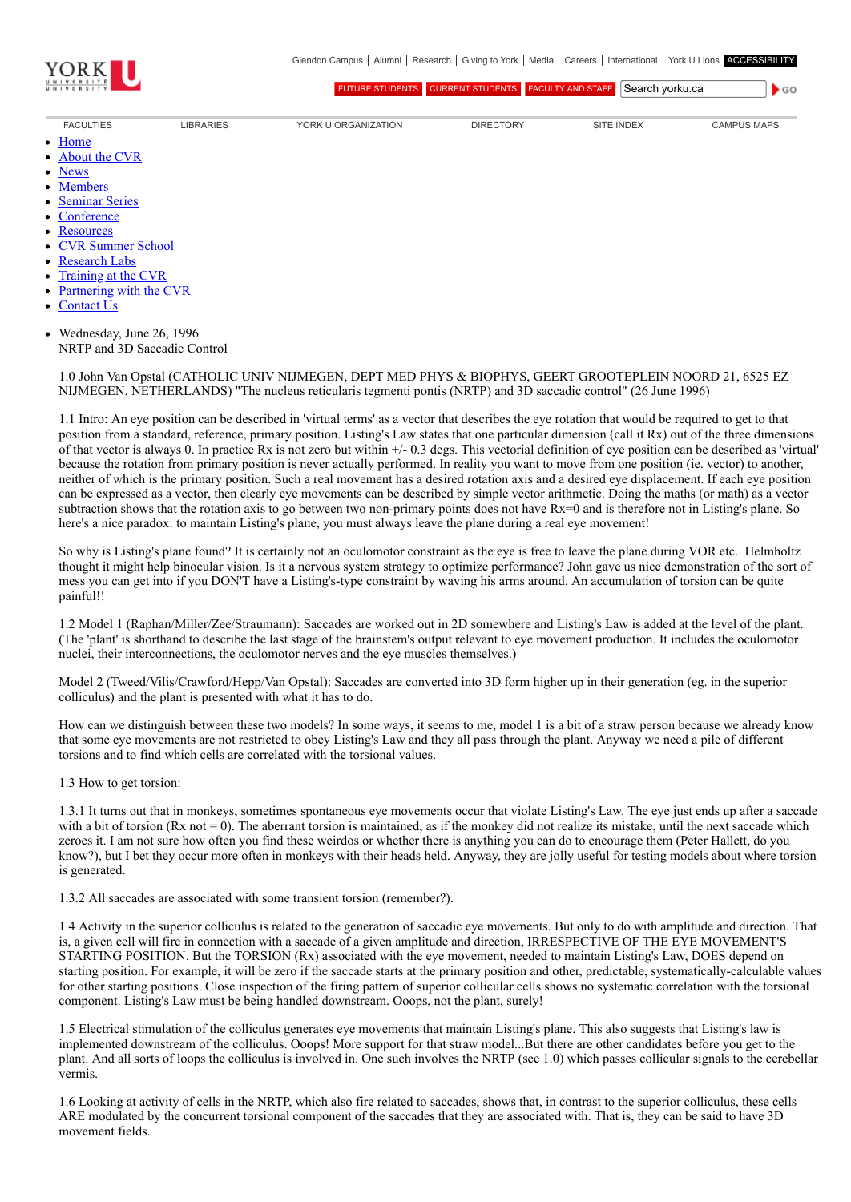Glendon Campus | Alumni | Research | Giving to York | Media | Careers | International | York U Lions ACCESSIBILITY

FUTURE STUDENTS CURRENT STUDENTS FACULTY AND STAFF Search yorku.ca GO

FACULTIES LIBRARIES YORK U ORGANIZATION DIRECTORY SITE INDEX CAMPUS MAPS

- Home
- About the CVR
- News
- Members
- Seminar Series
- Conference
- Resources
- CVR Summer School
- Research Labs
- Training at the CVR
- Partnering with the CVR
- Contact Us

- Wednesday, June 26, 1996
  NRTP and 3D Saccadic Control

1.0 John Van Opstal (CATHOLIC UNIV NIJMEGEN, DEPT MED PHYS & BIOPHYS, GEERT GROOTEPLEIN NOORD 21, 6525 EZ NIJMEGEN, NETHERLANDS) "The nucleus reticularis tegmenti pontis (NRTP) and 3D saccadic control" (26 June 1996)

1.1 Intro: An eye position can be described in 'virtual terms' as a vector that describes the eye rotation that would be required to get to that position from a standard, reference, primary position. Listing's Law states that one particular dimension (call it Rx) out of the three dimensions of that vector is always 0. In practice Rx is not zero but within +/- 0.3 degs. This vectorial definition of eye position can be described as 'virtual' because the rotation from primary position is never actually performed. In reality you want to move from one position (ie. vector) to another, neither of which is the primary position. Such a real movement has a desired rotation axis and a desired eye displacement. If each eye position can be expressed as a vector, then clearly eye movements can be described by simple vector arithmetic. Doing the maths (or math) as a vector subtraction shows that the rotation axis to go between two non-primary points does not have Rx=0 and is therefore not in Listing's plane. So here's a nice paradox: to maintain Listing's plane, you must always leave the plane during a real eye movement!

So why is Listing's plane found? It is certainly not an oculomotor constraint as the eye is free to leave the plane during VOR etc.. Helmholtz thought it might help binocular vision. Is it a nervous system strategy to optimize performance? John gave us nice demonstration of the sort of mess you can get into if you DON'T have a Listing's-type constraint by waving his arms around. An accumulation of torsion can be quite painful!!

1.2 Model 1 (Raphan/Miller/Zee/Straumann): Saccades are worked out in 2D somewhere and Listing's Law is added at the level of the plant. (The 'plant' is shorthand to describe the last stage of the brainstem's output relevant to eye movement production. It includes the oculomotor nuclei, their interconnections, the oculomotor nerves and the eye muscles themselves.)

Model 2 (Tweed/Vilis/Crawford/Hepp/Van Opstal): Saccades are converted into 3D form higher up in their generation (eg. in the superior colliculus) and the plant is presented with what it has to do.

How can we distinguish between these two models? In some ways, it seems to me, model 1 is a bit of a straw person because we already know that some eye movements are not restricted to obey Listing's Law and they all pass through the plant. Anyway we need a pile of different torsions and to find which cells are correlated with the torsional values.

1.3 How to get torsion:

1.3.1 It turns out that in monkeys, sometimes spontaneous eye movements occur that violate Listing's Law. The eye just ends up after a saccade with a bit of torsion (Rx not = 0). The aberrant torsion is maintained, as if the monkey did not realize its mistake, until the next saccade which zeroes it. I am not sure how often you find these weirdos or whether there is anything you can do to encourage them (Peter Hallett, do you know?), but I bet they occur more often in monkeys with their heads held. Anyway, they are jolly useful for testing models about where torsion is generated.

1.3.2 All saccades are associated with some transient torsion (remember?).

1.4 Activity in the superior colliculus is related to the generation of saccadic eye movements. But only to do with amplitude and direction. That is, a given cell will fire in connection with a saccade of a given amplitude and direction, IRRESPECTIVE OF THE EYE MOVEMENT'S STARTING POSITION. But the TORSION (Rx) associated with the eye movement, needed to maintain Listing's Law, DOES depend on starting position. For example, it will be zero if the saccade starts at the primary position and other, predictable, systematically-calculable values for other starting positions. Close inspection of the firing pattern of superior collicular cells shows no systematic correlation with the torsional component. Listing's Law must be being handled downstream. Ooops, not the plant, surely!

1.5 Electrical stimulation of the colliculus generates eye movements that maintain Listing's plane. This also suggests that Listing's law is implemented downstream of the colliculus. Ooops! More support for that straw model...But there are other candidates before you get to the plant. And all sorts of loops the colliculus is involved in. One such involves the NRTP (see 1.0) which passes collicular signals to the cerebellar vermis.

1.6 Looking at activity of cells in the NRTP, which also fire related to saccades, shows that, in contrast to the superior colliculus, these cells ARE modulated by the concurrent torsional component of the saccades that they are associated with. That is, they can be said to have 3D movement fields.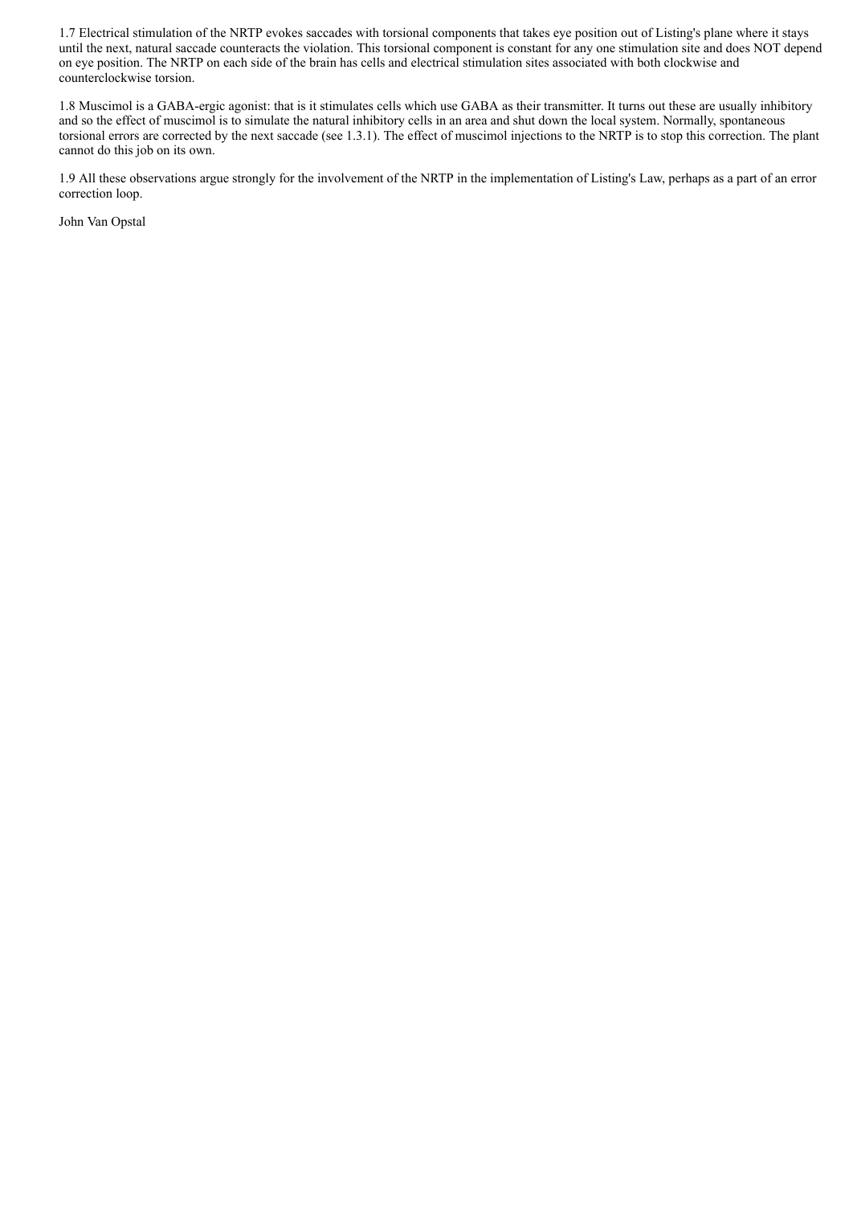1.7 Electrical stimulation of the NRTP evokes saccades with torsional components that takes eye position out of Listing's plane where it stays until the next, natural saccade counteracts the violation. This torsional component is constant for any one stimulation site and does NOT depend on eye position. The NRTP on each side of the brain has cells and electrical stimulation sites associated with both clockwise and counterclockwise torsion.

1.8 Muscimol is a GABA-ergic agonist: that is it stimulates cells which use GABA as their transmitter. It turns out these are usually inhibitory and so the effect of muscimol is to simulate the natural inhibitory cells in an area and shut down the local system. Normally, spontaneous torsional errors are corrected by the next saccade (see 1.3.1). The effect of muscimol injections to the NRTP is to stop this correction. The plant cannot do this job on its own.

1.9 All these observations argue strongly for the involvement of the NRTP in the implementation of Listing's Law, perhaps as a part of an error correction loop.

John Van Opstal